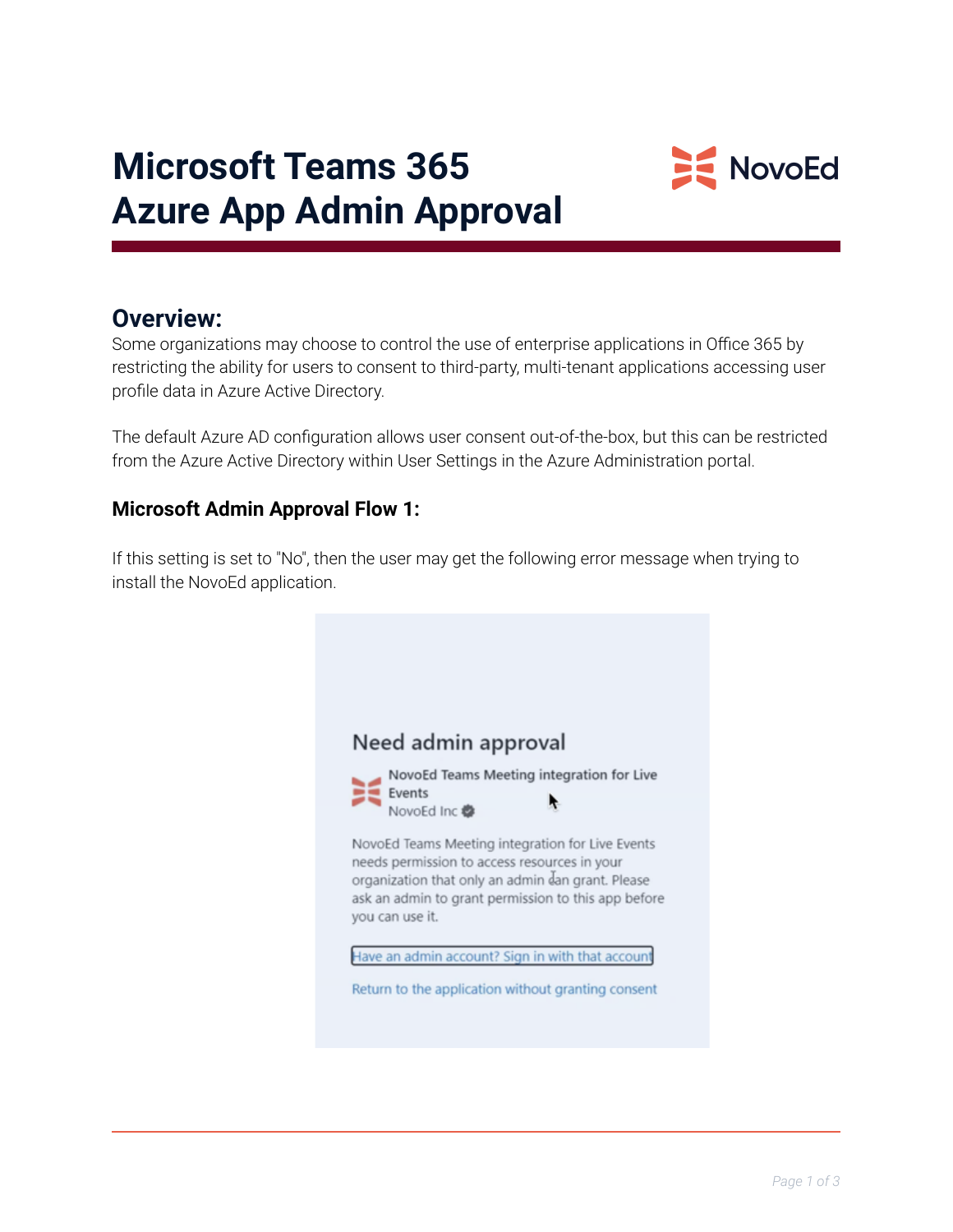# Microsoft Teams 365 Azure App Admin Approval

## Overview:

Some organizations may choose to control the use of enterprise applications in Office 365 by restricting the ability for users to consent to third-party, multi-tenant applications accessing user profile data in Azure Active Directory.

The default Azure AD configuration allows user consent out-of-the-box, but this can be restricted from the Azure Active Directory within User Settings in the Azure Administration portal.

### Microsoft Admin Approval Flow 1:

If this setting is set to "No", then the user may get the following error message when trying to install the NovoEd application.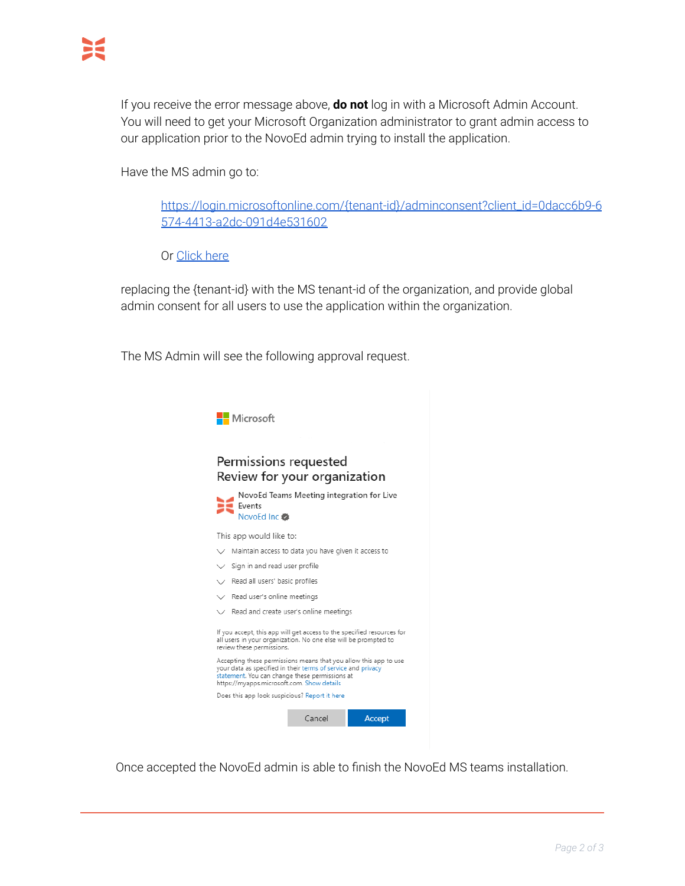If you receive the error message above, **do not** log in with a Microsoft Admin Account. You will need to get your Microsoft Organization administrator to grant admin access to our application prior to the NovoEd admin trying to install the application.

Have the MS admin go to:

> https://login.microsoftonline.com/{tenant-id}/adminconsent?client_id=0dacc6b9-6574-4413-a2dc-091d4e531602
>
> Or Click here

replacing the {tenant-id} with the MS tenant-id of the organization, and provide global admin consent for all users to use the application within the organization.

The MS Admin will see the following approval request.

Microsoft

Permissions requested
Review for your organization

NovoEd Teams Meeting integration for Live Events
NovoEd Inc

This app would like to:

- Maintain access to data you have given it access to
- Sign in and read user profile
- Read all users' basic profiles
- Read user's online meetings
- Read and create user's online meetings

If you accept, this app will get access to the specified resources for all users in your organization. No one else will be prompted to review these permissions.

Accepting these permissions means that you allow this app to use your data as specified in their terms of service and privacy statement. You can change these permissions at https://myapps.microsoft.com. Show details

Does this app look suspicious? Report it here

Cancel | Accept

Once accepted the NovoEd admin is able to finish the NovoEd MS teams installation.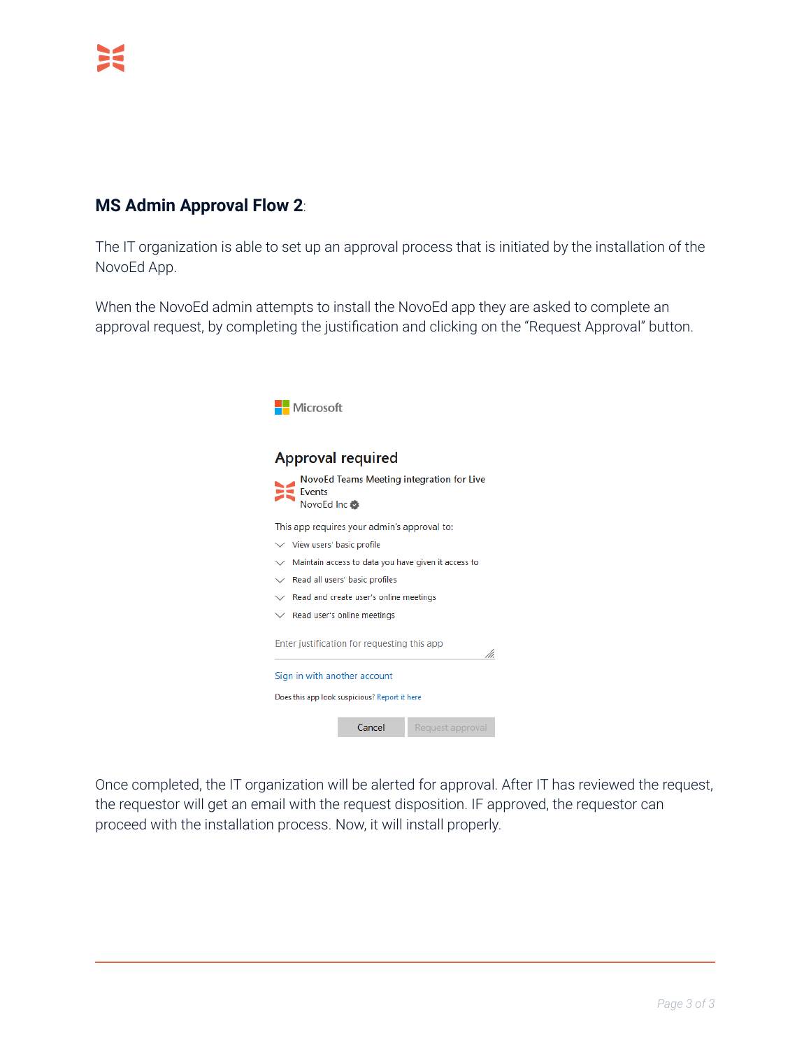## **MS Admin Approval Flow 2**:

The IT organization is able to set up an approval process that is initiated by the installation of the NovoEd App.

When the NovoEd admin attempts to install the NovoEd app they are asked to complete an approval request, by completing the justification and clicking on the "Request Approval" button.

Microsoft

Approval required

NovoEd Teams Meeting integration for Live Events

NovoEd Inc

This app requires your admin's approval to:

- View users' basic profile
- Maintain access to data you have given it access to
- Read all users' basic profiles
- Read and create user's online meetings
- Read user's online meetings

Enter justification for requesting this app

Sign in with another account

Does this app look suspicious? Report it here

Cancel Request approval

Once completed, the IT organization will be alerted for approval. After IT has reviewed the request, the requestor will get an email with the request disposition. IF approved, the requestor can proceed with the installation process. Now, it will install properly.